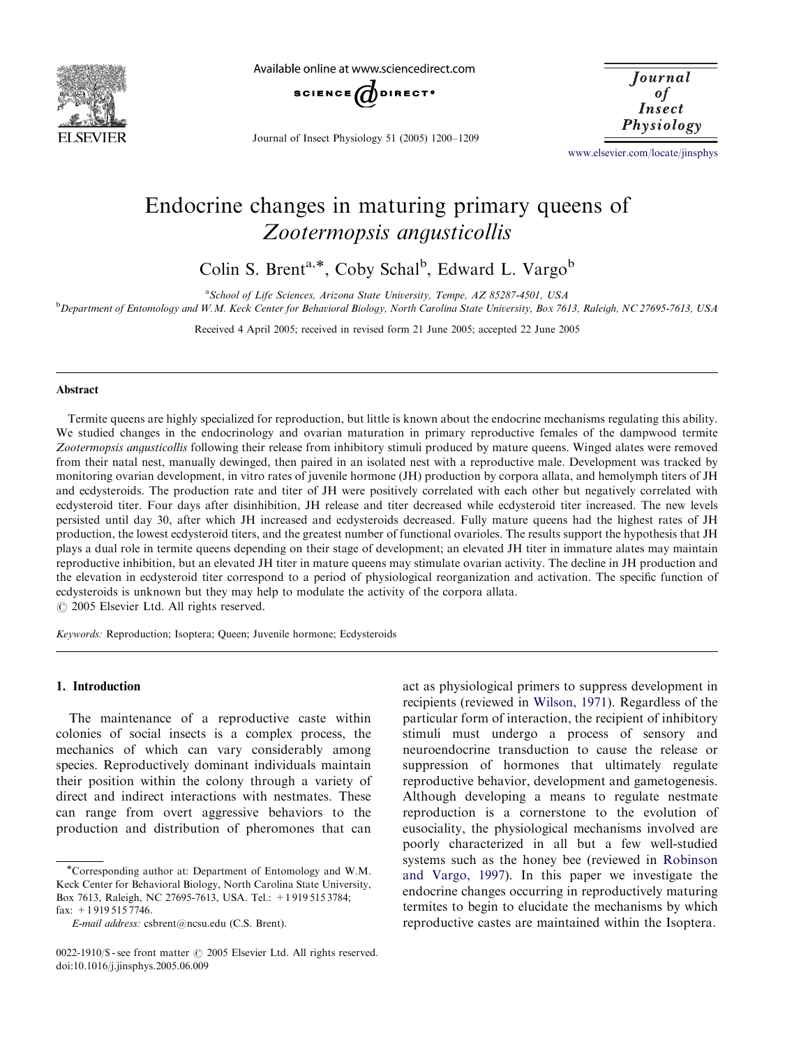# Endocrine changes in maturing primary queens of *Zootermopsis angusticollis*

Colin S. Brent[a,*], Coby Schal[b], Edward L. Vargo[b]

[a] School of Life Sciences, Arizona State University, Tempe, AZ 85287-4501, USA

[b] Department of Entomology and W.M. Keck Center for Behavioral Biology, North Carolina State University, Box 7613, Raleigh, NC 27695-7613, USA

Received 4 April 2005; received in revised form 21 June 2005; accepted 22 June 2005

## Abstract

Termite queens are highly specialized for reproduction, but little is known about the endocrine mechanisms regulating this ability. We studied changes in the endocrinology and ovarian maturation in primary reproductive females of the dampwood termite *Zootermopsis angusticollis* following their release from inhibitory stimuli produced by mature queens. Winged alates were removed from their natal nest, manually dewinged, then paired in an isolated nest with a reproductive male. Development was tracked by monitoring ovarian development, in vitro rates of juvenile hormone (JH) production by corpora allata, and hemolymph titers of JH and ecdysteroids. The production rate and titer of JH were positively correlated with each other but negatively correlated with ecdysteroid titer. Four days after disinhibition, JH release and titer decreased while ecdysteroid titer increased. The new levels persisted until day 30, after which JH increased and ecdysteroids decreased. Fully mature queens had the highest rates of JH production, the lowest ecdysteroid titers, and the greatest number of functional ovarioles. The results support the hypothesis that JH plays a dual role in termite queens depending on their stage of development; an elevated JH titer in immature alates may maintain reproductive inhibition, but an elevated JH titer in mature queens may stimulate ovarian activity. The decline in JH production and the elevation in ecdysteroid titer correspond to a period of physiological reorganization and activation. The specific function of ecdysteroids is unknown but they may help to modulate the activity of the corpora allata.

© 2005 Elsevier Ltd. All rights reserved.

*Keywords:* Reproduction; Isoptera; Queen; Juvenile hormone; Ecdysteroids

## 1. Introduction

The maintenance of a reproductive caste within colonies of social insects is a complex process, the mechanics of which can vary considerably among species. Reproductively dominant individuals maintain their position within the colony through a variety of direct and indirect interactions with nestmates. These can range from overt aggressive behaviors to the production and distribution of pheromones that can act as physiological primers to suppress development in recipients (reviewed in Wilson, 1971). Regardless of the particular form of interaction, the recipient of inhibitory stimuli must undergo a process of sensory and neuroendocrine transduction to cause the release or suppression of hormones that ultimately regulate reproductive behavior, development and gametogenesis. Although developing a means to regulate nestmate reproduction is a cornerstone to the evolution of eusociality, the physiological mechanisms involved are poorly characterized in all but a few well-studied systems such as the honey bee (reviewed in Robinson and Vargo, 1997). In this paper we investigate the endocrine changes occurring in reproductively maturing termites to begin to elucidate the mechanisms by which reproductive castes are maintained within the Isoptera.

*Corresponding author at: Department of Entomology and W.M. Keck Center for Behavioral Biology, North Carolina State University, Box 7613, Raleigh, NC 27695-7613, USA. Tel.: +1 919 515 3784; fax: +1 919 515 7746.

*E-mail address:* csbrent@ncsu.edu (C.S. Brent).

0022-1910/$ - see front matter © 2005 Elsevier Ltd. All rights reserved.
doi:10.1016/j.jinsphys.2005.06.009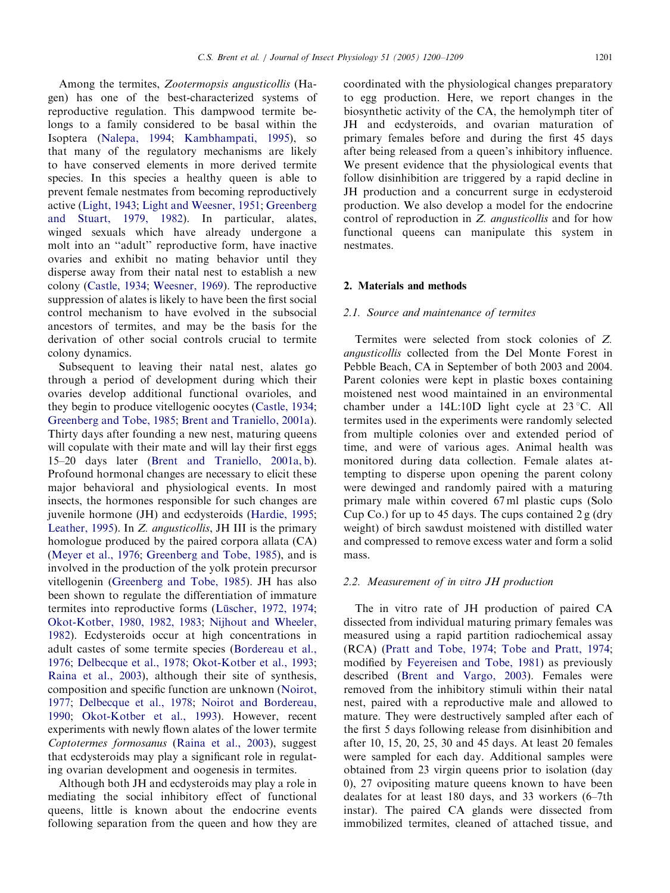Among the termites, *Zootermopsis angusticollis* (Hagen) has one of the best-characterized systems of reproductive regulation. This dampwood termite belongs to a family considered to be basal within the Isoptera (Nalepa, 1994; Kambhampati, 1995), so that many of the regulatory mechanisms are likely to have conserved elements in more derived termite species. In this species a healthy queen is able to prevent female nestmates from becoming reproductively active (Light, 1943; Light and Weesner, 1951; Greenberg and Stuart, 1979, 1982). In particular, alates, winged sexuals which have already undergone a molt into an "adult" reproductive form, have inactive ovaries and exhibit no mating behavior until they disperse away from their natal nest to establish a new colony (Castle, 1934; Weesner, 1969). The reproductive suppression of alates is likely to have been the first social control mechanism to have evolved in the subsocial ancestors of termites, and may be the basis for the derivation of other social controls crucial to termite colony dynamics.

Subsequent to leaving their natal nest, alates go through a period of development during which their ovaries develop additional functional ovarioles, and they begin to produce vitellogenic oocytes (Castle, 1934; Greenberg and Tobe, 1985; Brent and Traniello, 2001a). Thirty days after founding a new nest, maturing queens will copulate with their mate and will lay their first eggs 15–20 days later (Brent and Traniello, 2001a, b). Profound hormonal changes are necessary to elicit these major behavioral and physiological events. In most insects, the hormones responsible for such changes are juvenile hormone (JH) and ecdysteroids (Hardie, 1995; Leather, 1995). In *Z. angusticollis*, JH III is the primary homologue produced by the paired corpora allata (CA) (Meyer et al., 1976; Greenberg and Tobe, 1985), and is involved in the production of the yolk protein precursor vitellogenin (Greenberg and Tobe, 1985). JH has also been shown to regulate the differentiation of immature termites into reproductive forms (Lüscher, 1972, 1974; Okot-Kotber, 1980, 1982, 1983; Nijhout and Wheeler, 1982). Ecdysteroids occur at high concentrations in adult castes of some termite species (Bordereau et al., 1976; Delbecque et al., 1978; Okot-Kotber et al., 1993; Raina et al., 2003), although their site of synthesis, composition and specific function are unknown (Noirot, 1977; Delbecque et al., 1978; Noirot and Bordereau, 1990; Okot-Kotber et al., 1993). However, recent experiments with newly flown alates of the lower termite *Coptotermes formosanus* (Raina et al., 2003), suggest that ecdysteroids may play a significant role in regulating ovarian development and oogenesis in termites.

Although both JH and ecdysteroids may play a role in mediating the social inhibitory effect of functional queens, little is known about the endocrine events following separation from the queen and how they are coordinated with the physiological changes preparatory to egg production. Here, we report changes in the biosynthetic activity of the CA, the hemolymph titer of JH and ecdysteroids, and ovarian maturation of primary females before and during the first 45 days after being released from a queen's inhibitory influence. We present evidence that the physiological events that follow disinhibition are triggered by a rapid decline in JH production and a concurrent surge in ecdysteroid production. We also develop a model for the endocrine control of reproduction in *Z. angusticollis* and for how functional queens can manipulate this system in nestmates.

## 2. Materials and methods

### 2.1. Source and maintenance of termites

Termites were selected from stock colonies of *Z. angusticollis* collected from the Del Monte Forest in Pebble Beach, CA in September of both 2003 and 2004. Parent colonies were kept in plastic boxes containing moistened nest wood maintained in an environmental chamber under a 14L:10D light cycle at 23 °C. All termites used in the experiments were randomly selected from multiple colonies over and extended period of time, and were of various ages. Animal health was monitored during data collection. Female alates attempting to disperse upon opening the parent colony were dewinged and randomly paired with a maturing primary male within covered 67 ml plastic cups (Solo Cup Co.) for up to 45 days. The cups contained 2 g (dry weight) of birch sawdust moistened with distilled water and compressed to remove excess water and form a solid mass.

### 2.2. Measurement of in vitro JH production

The in vitro rate of JH production of paired CA dissected from individual maturing primary females was measured using a rapid partition radiochemical assay (RCA) (Pratt and Tobe, 1974; Tobe and Pratt, 1974; modified by Feyereisen and Tobe, 1981) as previously described (Brent and Vargo, 2003). Females were removed from the inhibitory stimuli within their natal nest, paired with a reproductive male and allowed to mature. They were destructively sampled after each of the first 5 days following release from disinhibition and after 10, 15, 20, 25, 30 and 45 days. At least 20 females were sampled for each day. Additional samples were obtained from 23 virgin queens prior to isolation (day 0), 27 ovipositing mature queens known to have been dealates for at least 180 days, and 33 workers (6–7th instar). The paired CA glands were dissected from immobilized termites, cleaned of attached tissue, and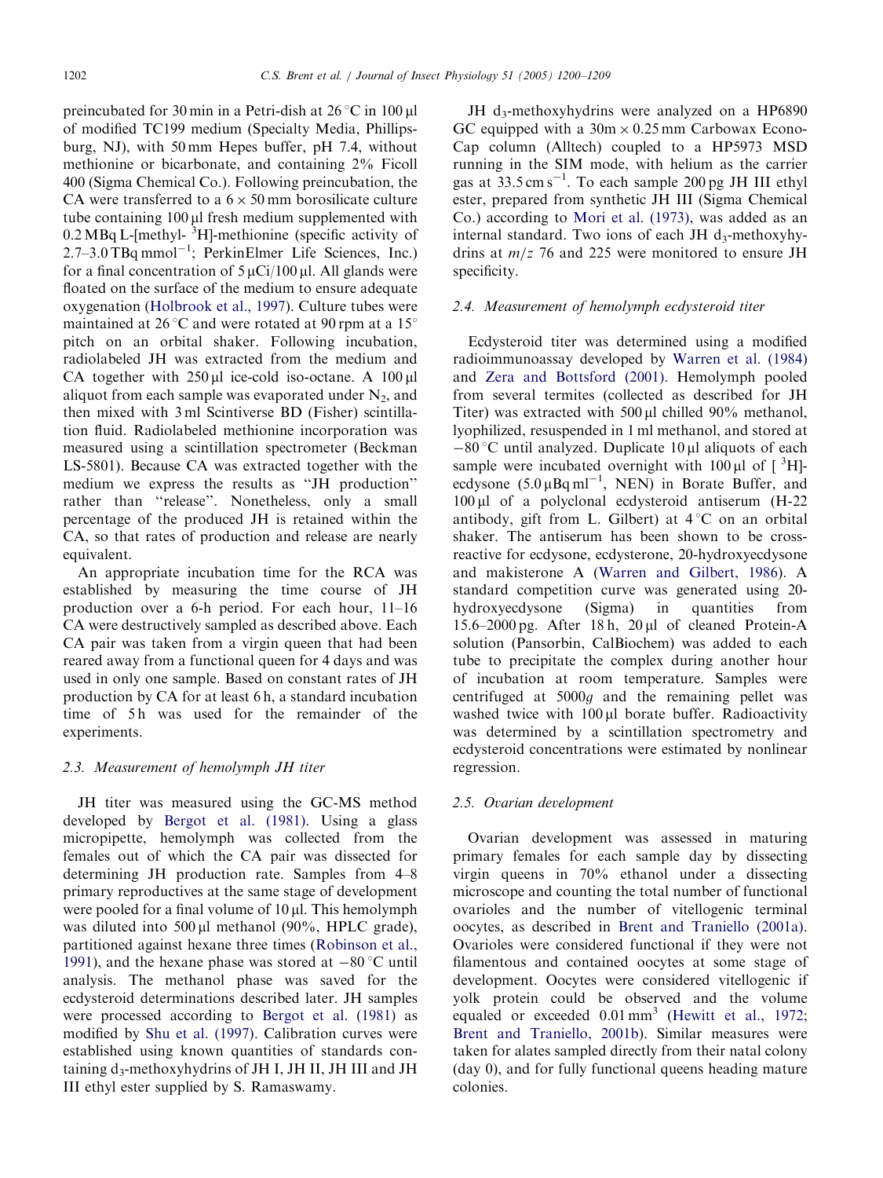preincubated for 30 min in a Petri-dish at 26 °C in 100 μl of modified TC199 medium (Specialty Media, Phillipsburg, NJ), with 50 mM Hepes buffer, pH 7.4, without methionine or bicarbonate, and containing 2% Ficoll 400 (Sigma Chemical Co.). Following preincubation, the CA were transferred to a 6 × 50 mm borosilicate culture tube containing 100 μl fresh medium supplemented with 0.2 MBq L-[methyl- $^3$H]-methionine (specific activity of 2.7–3.0 TBq mmol$^{-1}$; PerkinElmer Life Sciences, Inc.) for a final concentration of 5 μCi/100 μl. All glands were floated on the surface of the medium to ensure adequate oxygenation (Holbrook et al., 1997). Culture tubes were maintained at 26 °C and were rotated at 90 rpm at a 15° pitch on an orbital shaker. Following incubation, radiolabeled JH was extracted from the medium and CA together with 250 μl ice-cold iso-octane. A 100 μl aliquot from each sample was evaporated under $N_2$, and then mixed with 3 ml Scintiverse BD (Fisher) scintillation fluid. Radiolabeled methionine incorporation was measured using a scintillation spectrometer (Beckman LS-5801). Because CA was extracted together with the medium we express the results as "JH production" rather than "release". Nonetheless, only a small percentage of the produced JH is retained within the CA, so that rates of production and release are nearly equivalent.

An appropriate incubation time for the RCA was established by measuring the time course of JH production over a 6-h period. For each hour, 11–16 CA were destructively sampled as described above. Each CA pair was taken from a virgin queen that had been reared away from a functional queen for 4 days and was used in only one sample. Based on constant rates of JH production by CA for at least 6 h, a standard incubation time of 5 h was used for the remainder of the experiments.

### 2.3. Measurement of hemolymph JH titer

JH titer was measured using the GC-MS method developed by Bergot et al. (1981). Using a glass micropipette, hemolymph was collected from the females out of which the CA pair was dissected for determining JH production rate. Samples from 4–8 primary reproductives at the same stage of development were pooled for a final volume of 10 μl. This hemolymph was diluted into 500 μl methanol (90%, HPLC grade), partitioned against hexane three times (Robinson et al., 1991), and the hexane phase was stored at −80 °C until analysis. The methanol phase was saved for the ecdysteroid determinations described later. JH samples were processed according to Bergot et al. (1981) as modified by Shu et al. (1997). Calibration curves were established using known quantities of standards containing $d_3$-methoxyhydrins of JH I, JH II, JH III and JH III ethyl ester supplied by S. Ramaswamy.

JH $d_3$-methoxyhydrins were analyzed on a HP6890 GC equipped with a 30m × 0.25 mm Carbowax Econo-Cap column (Alltech) coupled to a HP5973 MSD running in the SIM mode, with helium as the carrier gas at 33.5 cm s$^{-1}$. To each sample 200 pg JH III ethyl ester, prepared from synthetic JH III (Sigma Chemical Co.) according to Mori et al. (1973), was added as an internal standard. Two ions of each JH $d_3$-methoxyhydrins at $m/z$ 76 and 225 were monitored to ensure JH specificity.

### 2.4. Measurement of hemolymph ecdysteroid titer

Ecdysteroid titer was determined using a modified radioimmunoassay developed by Warren et al. (1984) and Zera and Bottsford (2001). Hemolymph pooled from several termites (collected as described for JH Titer) was extracted with 500 μl chilled 90% methanol, lyophilized, resuspended in 1 ml methanol, and stored at −80 °C until analyzed. Duplicate 10 μl aliquots of each sample were incubated overnight with 100 μl of [$^3$H]-ecdysone (5.0 μBq ml$^{-1}$, NEN) in Borate Buffer, and 100 μl of a polyclonal ecdysteroid antiserum (H-22 antibody, gift from L. Gilbert) at 4 °C on an orbital shaker. The antiserum has been shown to be cross-reactive for ecdysone, ecdysterone, 20-hydroxyecdysone and makisterone A (Warren and Gilbert, 1986). A standard competition curve was generated using 20-hydroxyecdysone (Sigma) in quantities from 15.6–2000 pg. After 18 h, 20 μl of cleaned Protein-A solution (Pansorbin, CalBiochem) was added to each tube to precipitate the complex during another hour of incubation at room temperature. Samples were centrifuged at 5000$g$ and the remaining pellet was washed twice with 100 μl borate buffer. Radioactivity was determined by a scintillation spectrometry and ecdysteroid concentrations were estimated by nonlinear regression.

### 2.5. Ovarian development

Ovarian development was assessed in maturing primary females for each sample day by dissecting virgin queens in 70% ethanol under a dissecting microscope and counting the total number of functional ovarioles and the number of vitellogenic terminal oocytes, as described in Brent and Traniello (2001a). Ovarioles were considered functional if they were not filamentous and contained oocytes at some stage of development. Oocytes were considered vitellogenic if yolk protein could be observed and the volume equaled or exceeded 0.01 mm$^3$ (Hewitt et al., 1972; Brent and Traniello, 2001b). Similar measures were taken for alates sampled directly from their natal colony (day 0), and for fully functional queens heading mature colonies.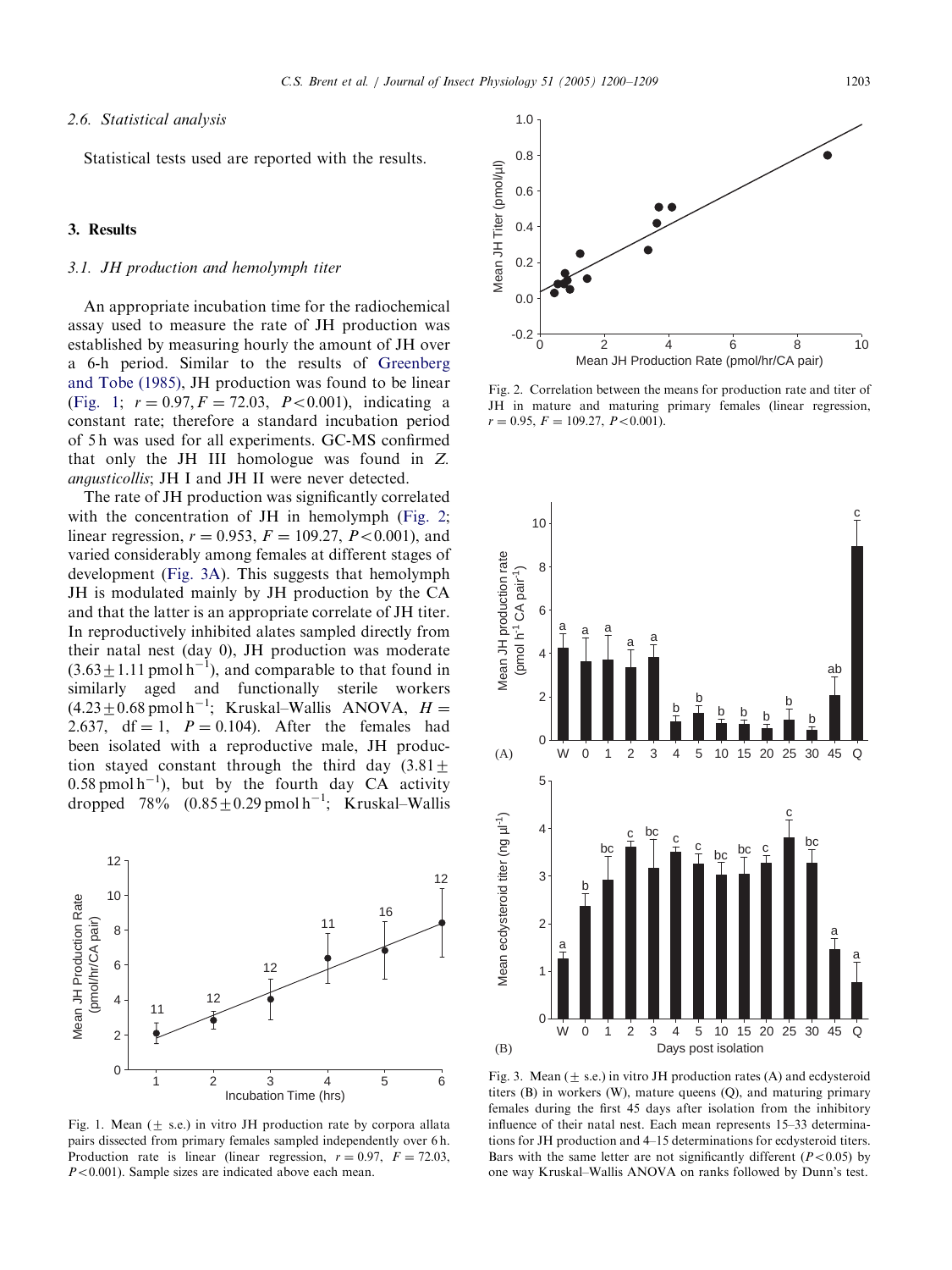### 2.6. Statistical analysis

Statistical tests used are reported with the results.

## 3. Results

### 3.1. JH production and hemolymph titer

An appropriate incubation time for the radiochemical assay used to measure the rate of JH production was established by measuring hourly the amount of JH over a 6-h period. Similar to the results of Greenberg and Tobe (1985), JH production was found to be linear (Fig. 1; $r = 0.97, F = 72.03, P<0.001$), indicating a constant rate; therefore a standard incubation period of 5 h was used for all experiments. GC-MS confirmed that only the JH III homologue was found in *Z. angusticollis*; JH I and JH II were never detected.

The rate of JH production was significantly correlated with the concentration of JH in hemolymph (Fig. 2; linear regression, $r = 0.953$, $F = 109.27$, $P<0.001$), and varied considerably among females at different stages of development (Fig. 3A). This suggests that hemolymph JH is modulated mainly by JH production by the CA and that the latter is an appropriate correlate of JH titer. In reproductively inhibited alates sampled directly from their natal nest (day 0), JH production was moderate ($3.63 \pm 1.11\ \text{pmol h}^{-1}$), and comparable to that found in similarly aged and functionally sterile workers ($4.23 \pm 0.68\ \text{pmol h}^{-1}$; Kruskal–Wallis ANOVA, $H = 2.637$, $\text{df} = 1$, $P = 0.104$). After the females had been isolated with a reproductive male, JH production stayed constant through the third day ($3.81 \pm 0.58\ \text{pmol h}^{-1}$), but by the fourth day CA activity dropped 78% ($0.85 \pm 0.29\ \text{pmol h}^{-1}$; Kruskal–Wallis

Fig. 1. Mean (± s.e.) in vitro JH production rate by corpora allata pairs dissected from primary females sampled independently over 6 h. Production rate is linear (linear regression, $r = 0.97$, $F = 72.03$, $P<0.001$). Sample sizes are indicated above each mean.

Fig. 2. Correlation between the means for production rate and titer of JH in mature and maturing primary females (linear regression, $r = 0.95$, $F = 109.27$, $P<0.001$).

Fig. 3. Mean (± s.e.) in vitro JH production rates (A) and ecdysteroid titers (B) in workers (W), mature queens (Q), and maturing primary females during the first 45 days after isolation from the inhibitory influence of their natal nest. Each mean represents 15–33 determinations for JH production and 4–15 determinations for ecdysteroid titers. Bars with the same letter are not significantly different ($P<0.05$) by one way Kruskal–Wallis ANOVA on ranks followed by Dunn's test.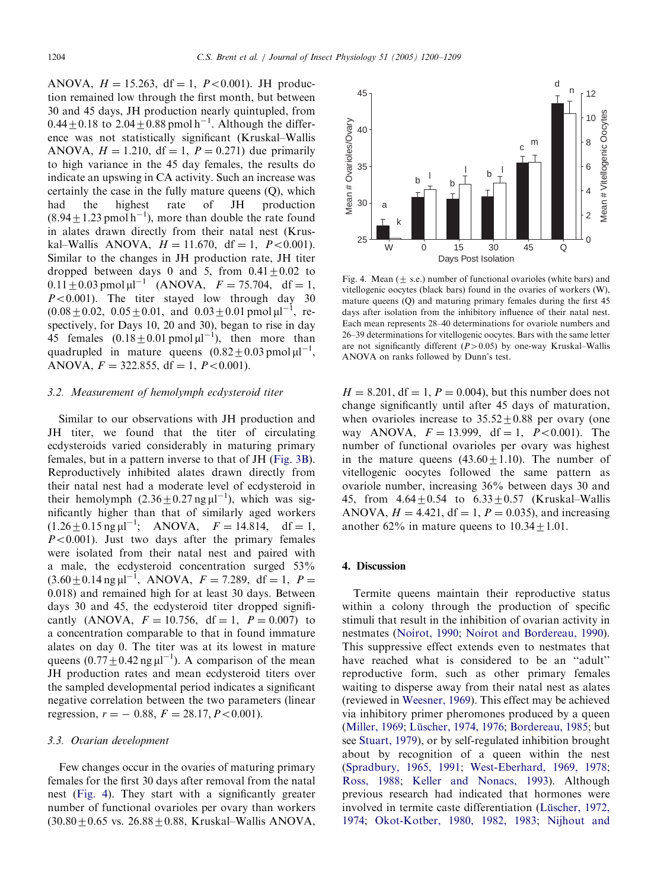ANOVA, $H = 15.263$, df = 1, $P < 0.001$). JH production remained low through the first month, but between 30 and 45 days, JH production nearly quintupled, from $0.44 \pm 0.18$ to $2.04 \pm 0.88$ pmol h$^{-1}$. Although the difference was not statistically significant (Kruskal–Wallis ANOVA, $H = 1.210$, df = 1, $P = 0.271$) due primarily to high variance in the 45 day females, the results do indicate an upswing in CA activity. Such an increase was certainly the case in the fully mature queens (Q), which had the highest rate of JH production ($8.94 \pm 1.23$ pmol h$^{-1}$), more than double the rate found in alates drawn directly from their natal nest (Kruskal–Wallis ANOVA, $H = 11.670$, df = 1, $P < 0.001$). Similar to the changes in JH production rate, JH titer dropped between days 0 and 5, from $0.41 \pm 0.02$ to $0.11 \pm 0.03$ pmol µl$^{-1}$ (ANOVA, $F = 75.704$, df = 1, $P < 0.001$). The titer stayed low through day 30 ($0.08 \pm 0.02$, $0.05 \pm 0.01$, and $0.03 \pm 0.01$ pmol µl$^{-1}$, respectively, for Days 10, 20 and 30), began to rise in day 45 females ($0.18 \pm 0.01$ pmol µl$^{-1}$), then more than quadrupled in mature queens ($0.82 \pm 0.03$ pmol µl$^{-1}$, ANOVA, $F = 322.855$, df = 1, $P < 0.001$).

### 3.2. Measurement of hemolymph ecdysteroid titer

Similar to our observations with JH production and JH titer, we found that the titer of circulating ecdysteroids varied considerably in maturing primary females, but in a pattern inverse to that of JH (Fig. 3B). Reproductively inhibited alates drawn directly from their natal nest had a moderate level of ecdysteroid in their hemolymph ($2.36 \pm 0.27$ ng µl$^{-1}$), which was significantly higher than that of similarly aged workers ($1.26 \pm 0.15$ ng µl$^{-1}$; ANOVA, $F = 14.814$, df = 1, $P < 0.001$). Just two days after the primary females were isolated from their natal nest and paired with a male, the ecdysteroid concentration surged 53% ($3.60 \pm 0.14$ ng µl$^{-1}$, ANOVA, $F = 7.289$, df = 1, $P = 0.018$) and remained high for at least 30 days. Between days 30 and 45, the ecdysteroid titer dropped significantly (ANOVA, $F = 10.756$, df = 1, $P = 0.007$) to a concentration comparable to that in found immature alates on day 0. The titer was at its lowest in mature queens ($0.77 \pm 0.42$ ng µl$^{-1}$). A comparison of the mean JH production rates and mean ecdysteroid titers over the sampled developmental period indicates a significant negative correlation between the two parameters (linear regression, $r = -0.88$, $F = 28.17$, $P < 0.001$).

### 3.3. Ovarian development

Few changes occur in the ovaries of maturing primary females for the first 30 days after removal from the natal nest (Fig. 4). They start with a significantly greater number of functional ovarioles per ovary than workers ($30.80 \pm 0.65$ vs. $26.88 \pm 0.88$, Kruskal–Wallis ANOVA, $H = 8.201$, df = 1, $P = 0.004$), but this number does not change significantly until after 45 days of maturation, when ovarioles increase to $35.52 \pm 0.88$ per ovary (one way ANOVA, $F = 13.999$, df = 1, $P < 0.001$). The number of functional ovarioles per ovary was highest in the mature queens ($43.60 \pm 1.10$). The number of vitellogenic oocytes followed the same pattern as ovariole number, increasing 36% between days 30 and 45, from $4.64 \pm 0.54$ to $6.33 \pm 0.57$ (Kruskal–Wallis ANOVA, $H = 4.421$, df = 1, $P = 0.035$), and increasing another 62% in mature queens to $10.34 \pm 1.01$.

Fig. 4. Mean ($\pm$ s.e.) number of functional ovarioles (white bars) and vitellogenic oocytes (black bars) found in the ovaries of workers (W), mature queens (Q) and maturing primary females during the first 45 days after isolation from the inhibitory influence of their natal nest. Each mean represents 28–40 determinations for ovariole numbers and 26–39 determinations for vitellogenic oocytes. Bars with the same letter are not significantly different ($P > 0.05$) by one-way Kruskal–Wallis ANOVA on ranks followed by Dunn's test.

## 4. Discussion

Termite queens maintain their reproductive status within a colony through the production of specific stimuli that result in the inhibition of ovarian activity in nestmates (Noirot, 1990; Noirot and Bordereau, 1990). This suppressive effect extends even to nestmates that have reached what is considered to be an "adult" reproductive form, such as other primary females waiting to disperse away from their natal nest as alates (reviewed in Weesner, 1969). This effect may be achieved via inhibitory primer pheromones produced by a queen (Miller, 1969; Lüscher, 1974, 1976; Bordereau, 1985; but see Stuart, 1979), or by self-regulated inhibition brought about by recognition of a queen within the nest (Spradbury, 1965, 1991; West-Eberhard, 1969, 1978; Ross, 1988; Keller and Nonacs, 1993). Although previous research had indicated that hormones were involved in termite caste differentiation (Lüscher, 1972, 1974; Okot-Kotber, 1980, 1982, 1983; Nijhout and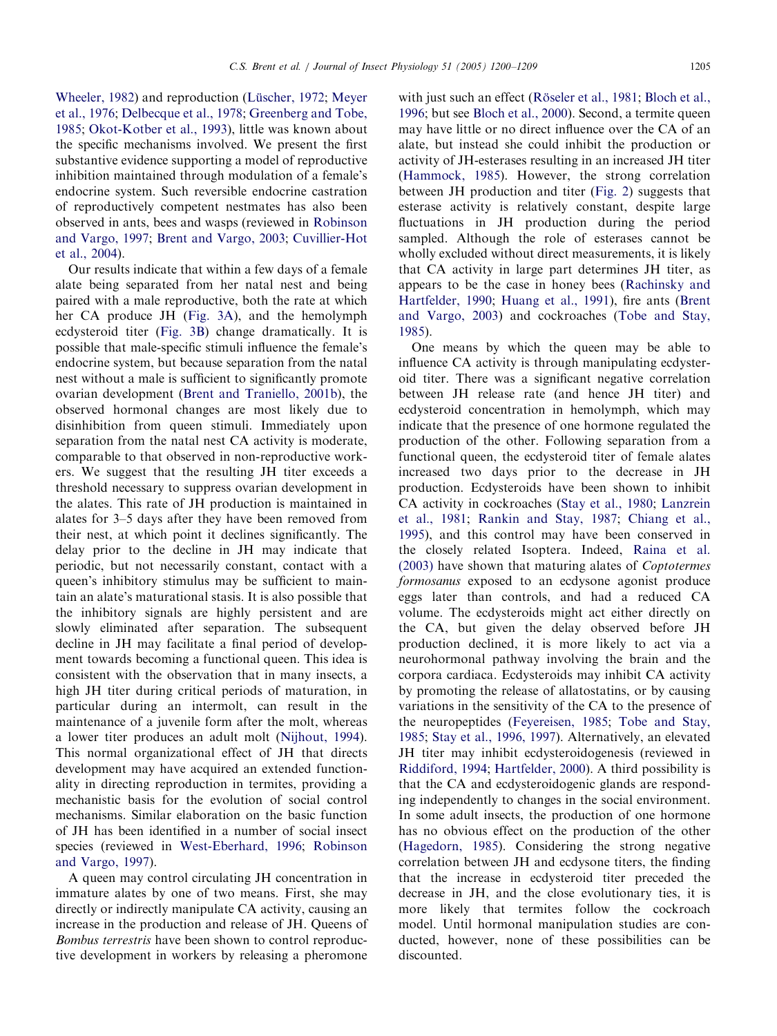Wheeler, 1982) and reproduction (Lüscher, 1972; Meyer et al., 1976; Delbecque et al., 1978; Greenberg and Tobe, 1985; Okot-Kotber et al., 1993), little was known about the specific mechanisms involved. We present the first substantive evidence supporting a model of reproductive inhibition maintained through modulation of a female's endocrine system. Such reversible endocrine castration of reproductively competent nestmates has also been observed in ants, bees and wasps (reviewed in Robinson and Vargo, 1997; Brent and Vargo, 2003; Cuvillier-Hot et al., 2004).

Our results indicate that within a few days of a female alate being separated from her natal nest and being paired with a male reproductive, both the rate at which her CA produce JH (Fig. 3A), and the hemolymph ecdysteroid titer (Fig. 3B) change dramatically. It is possible that male-specific stimuli influence the female's endocrine system, but because separation from the natal nest without a male is sufficient to significantly promote ovarian development (Brent and Traniello, 2001b), the observed hormonal changes are most likely due to disinhibition from queen stimuli. Immediately upon separation from the natal nest CA activity is moderate, comparable to that observed in non-reproductive workers. We suggest that the resulting JH titer exceeds a threshold necessary to suppress ovarian development in the alates. This rate of JH production is maintained in alates for 3–5 days after they have been removed from their nest, at which point it declines significantly. The delay prior to the decline in JH may indicate that periodic, but not necessarily constant, contact with a queen's inhibitory stimulus may be sufficient to maintain an alate's maturational stasis. It is also possible that the inhibitory signals are highly persistent and are slowly eliminated after separation. The subsequent decline in JH may facilitate a final period of development towards becoming a functional queen. This idea is consistent with the observation that in many insects, a high JH titer during critical periods of maturation, in particular during an intermolt, can result in the maintenance of a juvenile form after the molt, whereas a lower titer produces an adult molt (Nijhout, 1994). This normal organizational effect of JH that directs development may have acquired an extended functionality in directing reproduction in termites, providing a mechanistic basis for the evolution of social control mechanisms. Similar elaboration on the basic function of JH has been identified in a number of social insect species (reviewed in West-Eberhard, 1996; Robinson and Vargo, 1997).

A queen may control circulating JH concentration in immature alates by one of two means. First, she may directly or indirectly manipulate CA activity, causing an increase in the production and release of JH. Queens of *Bombus terrestris* have been shown to control reproductive development in workers by releasing a pheromone with just such an effect (Röseler et al., 1981; Bloch et al., 1996; but see Bloch et al., 2000). Second, a termite queen may have little or no direct influence over the CA of an alate, but instead she could inhibit the production or activity of JH-esterases resulting in an increased JH titer (Hammock, 1985). However, the strong correlation between JH production and titer (Fig. 2) suggests that esterase activity is relatively constant, despite large fluctuations in JH production during the period sampled. Although the role of esterases cannot be wholly excluded without direct measurements, it is likely that CA activity in large part determines JH titer, as appears to be the case in honey bees (Rachinsky and Hartfelder, 1990; Huang et al., 1991), fire ants (Brent and Vargo, 2003) and cockroaches (Tobe and Stay, 1985).

One means by which the queen may be able to influence CA activity is through manipulating ecdysteroid titer. There was a significant negative correlation between JH release rate (and hence JH titer) and ecdysteroid concentration in hemolymph, which may indicate that the presence of one hormone regulated the production of the other. Following separation from a functional queen, the ecdysteroid titer of female alates increased two days prior to the decrease in JH production. Ecdysteroids have been shown to inhibit CA activity in cockroaches (Stay et al., 1980; Lanzrein et al., 1981; Rankin and Stay, 1987; Chiang et al., 1995), and this control may have been conserved in the closely related Isoptera. Indeed, Raina et al. (2003) have shown that maturing alates of *Coptotermes formosanus* exposed to an ecdysone agonist produce eggs later than controls, and had a reduced CA volume. The ecdysteroids might act either directly on the CA, but given the delay observed before JH production declined, it is more likely to act via a neurohormonal pathway involving the brain and the corpora cardiaca. Ecdysteroids may inhibit CA activity by promoting the release of allatostatins, or by causing variations in the sensitivity of the CA to the presence of the neuropeptides (Feyereisen, 1985; Tobe and Stay, 1985; Stay et al., 1996, 1997). Alternatively, an elevated JH titer may inhibit ecdysteroidogenesis (reviewed in Riddiford, 1994; Hartfelder, 2000). A third possibility is that the CA and ecdysteroidogenic glands are responding independently to changes in the social environment. In some adult insects, the production of one hormone has no obvious effect on the production of the other (Hagedorn, 1985). Considering the strong negative correlation between JH and ecdysone titers, the finding that the increase in ecdysteroid titer preceded the decrease in JH, and the close evolutionary ties, it is more likely that termites follow the cockroach model. Until hormonal manipulation studies are conducted, however, none of these possibilities can be discounted.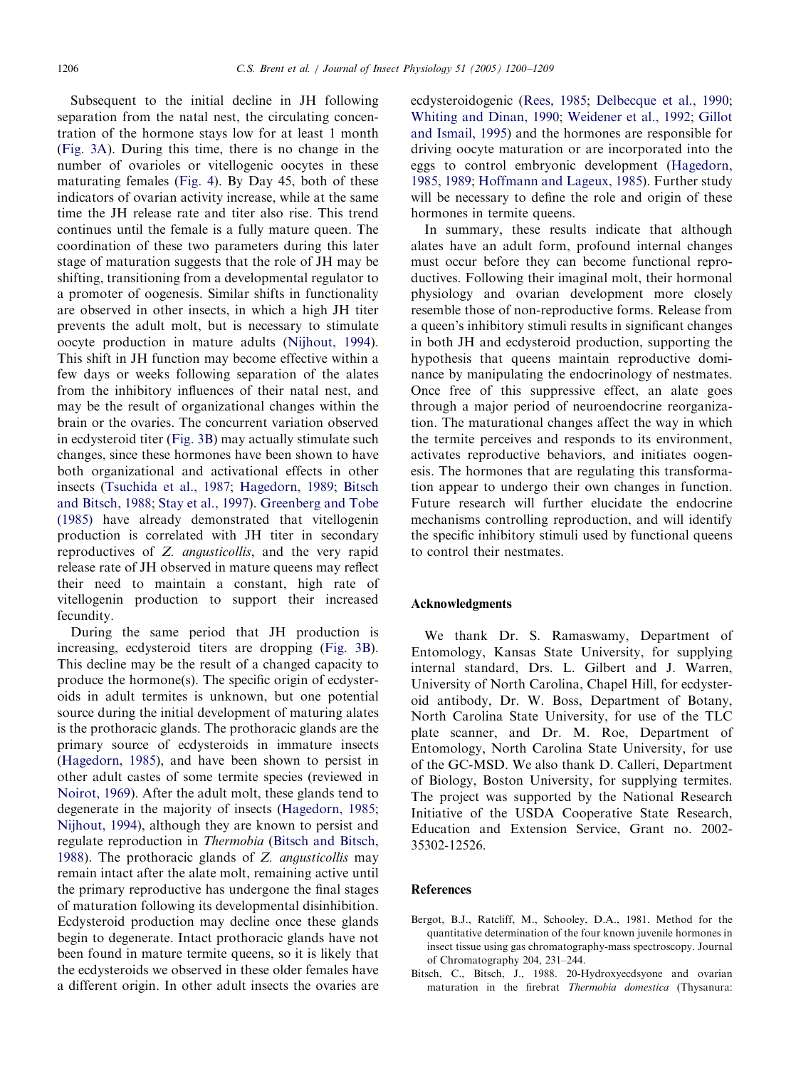Subsequent to the initial decline in JH following separation from the natal nest, the circulating concentration of the hormone stays low for at least 1 month (Fig. 3A). During this time, there is no change in the number of ovarioles or vitellogenic oocytes in these maturating females (Fig. 4). By Day 45, both of these indicators of ovarian activity increase, while at the same time the JH release rate and titer also rise. This trend continues until the female is a fully mature queen. The coordination of these two parameters during this later stage of maturation suggests that the role of JH may be shifting, transitioning from a developmental regulator to a promoter of oogenesis. Similar shifts in functionality are observed in other insects, in which a high JH titer prevents the adult molt, but is necessary to stimulate oocyte production in mature adults (Nijhout, 1994). This shift in JH function may become effective within a few days or weeks following separation of the alates from the inhibitory influences of their natal nest, and may be the result of organizational changes within the brain or the ovaries. The concurrent variation observed in ecdysteroid titer (Fig. 3B) may actually stimulate such changes, since these hormones have been shown to have both organizational and activational effects in other insects (Tsuchida et al., 1987; Hagedorn, 1989; Bitsch and Bitsch, 1988; Stay et al., 1997). Greenberg and Tobe (1985) have already demonstrated that vitellogenin production is correlated with JH titer in secondary reproductives of *Z. angusticollis*, and the very rapid release rate of JH observed in mature queens may reflect their need to maintain a constant, high rate of vitellogenin production to support their increased fecundity.

During the same period that JH production is increasing, ecdysteroid titers are dropping (Fig. 3B). This decline may be the result of a changed capacity to produce the hormone(s). The specific origin of ecdysteroids in adult termites is unknown, but one potential source during the initial development of maturing alates is the prothoracic glands. The prothoracic glands are the primary source of ecdysteroids in immature insects (Hagedorn, 1985), and have been shown to persist in other adult castes of some termite species (reviewed in Noirot, 1969). After the adult molt, these glands tend to degenerate in the majority of insects (Hagedorn, 1985; Nijhout, 1994), although they are known to persist and regulate reproduction in *Thermobia* (Bitsch and Bitsch, 1988). The prothoracic glands of *Z. angusticollis* may remain intact after the alate molt, remaining active until the primary reproductive has undergone the final stages of maturation following its developmental disinhibition. Ecdysteroid production may decline once these glands begin to degenerate. Intact prothoracic glands have not been found in mature termite queens, so it is likely that the ecdysteroids we observed in these older females have a different origin. In other adult insects the ovaries are ecdysteroidogenic (Rees, 1985; Delbecque et al., 1990; Whiting and Dinan, 1990; Weidener et al., 1992; Gillot and Ismail, 1995) and the hormones are responsible for driving oocyte maturation or are incorporated into the eggs to control embryonic development (Hagedorn, 1985, 1989; Hoffmann and Lageux, 1985). Further study will be necessary to define the role and origin of these hormones in termite queens.

In summary, these results indicate that although alates have an adult form, profound internal changes must occur before they can become functional reproductives. Following their imaginal molt, their hormonal physiology and ovarian development more closely resemble those of non-reproductive forms. Release from a queen's inhibitory stimuli results in significant changes in both JH and ecdysteroid production, supporting the hypothesis that queens maintain reproductive dominance by manipulating the endocrinology of nestmates. Once free of this suppressive effect, an alate goes through a major period of neuroendocrine reorganization. The maturational changes affect the way in which the termite perceives and responds to its environment, activates reproductive behaviors, and initiates oogenesis. The hormones that are regulating this transformation appear to undergo their own changes in function. Future research will further elucidate the endocrine mechanisms controlling reproduction, and will identify the specific inhibitory stimuli used by functional queens to control their nestmates.

## Acknowledgments

We thank Dr. S. Ramaswamy, Department of Entomology, Kansas State University, for supplying internal standard, Drs. L. Gilbert and J. Warren, University of North Carolina, Chapel Hill, for ecdysteroid antibody, Dr. W. Boss, Department of Botany, North Carolina State University, for use of the TLC plate scanner, and Dr. M. Roe, Department of Entomology, North Carolina State University, for use of the GC-MSD. We also thank D. Calleri, Department of Biology, Boston University, for supplying termites. The project was supported by the National Research Initiative of the USDA Cooperative State Research, Education and Extension Service, Grant no. 2002-35302-12526.

## References

Bergot, B.J., Ratcliff, M., Schooley, D.A., 1981. Method for the quantitative determination of the four known juvenile hormones in insect tissue using gas chromatography-mass spectroscopy. Journal of Chromatography 204, 231–244.

Bitsch, C., Bitsch, J., 1988. 20-Hydroxyecdsyone and ovarian maturation in the firebrat *Thermobia domestica* (Thysanura: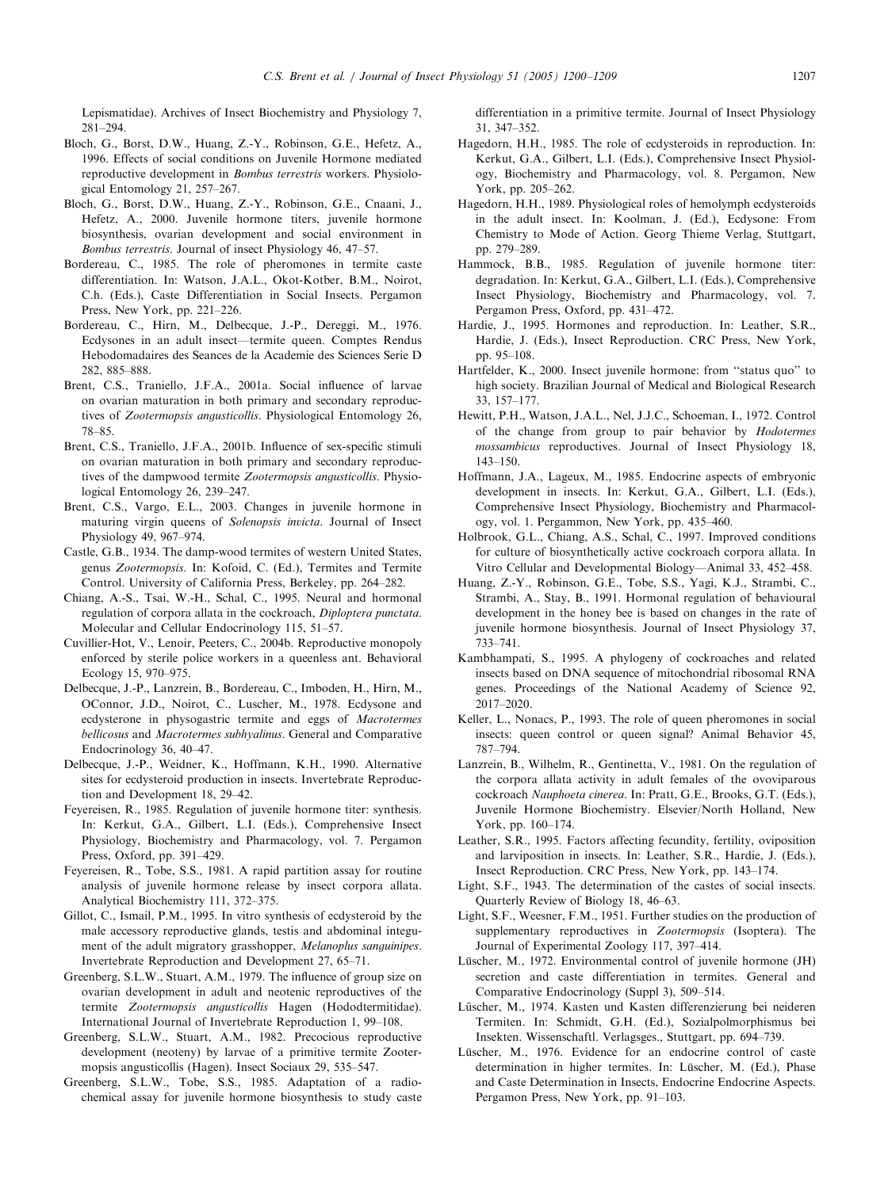Lepismatidae). Archives of Insect Biochemistry and Physiology 7, 281–294.

Bloch, G., Borst, D.W., Huang, Z.-Y., Robinson, G.E., Hefetz, A., 1996. Effects of social conditions on Juvenile Hormone mediated reproductive development in *Bombus terrestris* workers. Physiological Entomology 21, 257–267.

Bloch, G., Borst, D.W., Huang, Z.-Y., Robinson, G.E., Cnaani, J., Hefetz, A., 2000. Juvenile hormone titers, juvenile hormone biosynthesis, ovarian development and social environment in *Bombus terrestris*. Journal of insect Physiology 46, 47–57.

Bordereau, C., 1985. The role of pheromones in termite caste differentiation. In: Watson, J.A.L., Okot-Kotber, B.M., Noirot, C.h. (Eds.), Caste Differentiation in Social Insects. Pergamon Press, New York, pp. 221–226.

Bordereau, C., Hirn, M., Delbecque, J.-P., Dereggi, M., 1976. Ecdysones in an adult insect—termite queen. Comptes Rendus Hebodomadaires des Seances de la Academie des Sciences Serie D 282, 885–888.

Brent, C.S., Traniello, J.F.A., 2001a. Social influence of larvae on ovarian maturation in both primary and secondary reproductives of *Zootermopsis angusticollis*. Physiological Entomology 26, 78–85.

Brent, C.S., Traniello, J.F.A., 2001b. Influence of sex-specific stimuli on ovarian maturation in both primary and secondary reproductives of the dampwood termite *Zootermopsis angusticollis*. Physiological Entomology 26, 239–247.

Brent, C.S., Vargo, E.L., 2003. Changes in juvenile hormone in maturing virgin queens of *Solenopsis invicta*. Journal of Insect Physiology 49, 967–974.

Castle, G.B., 1934. The damp-wood termites of western United States, genus *Zootermopsis*. In: Kofoid, C. (Ed.), Termites and Termite Control. University of California Press, Berkeley, pp. 264–282.

Chiang, A.-S., Tsai, W.-H., Schal, C., 1995. Neural and hormonal regulation of corpora allata in the cockroach, *Diploptera punctata*. Molecular and Cellular Endocrinology 115, 51–57.

Cuvillier-Hot, V., Lenoir, Peeters, C., 2004b. Reproductive monopoly enforced by sterile police workers in a queenless ant. Behavioral Ecology 15, 970–975.

Delbecque, J.-P., Lanzrein, B., Bordereau, C., Imboden, H., Hirn, M., OConnor, J.D., Noirot, C., Luscher, M., 1978. Ecdysone and ecdysterone in physogastric termite and eggs of *Macrotermes bellicosus* and *Macrotermes subhyalinus*. General and Comparative Endocrinology 36, 40–47.

Delbecque, J.-P., Weidner, K., Hoffmann, K.H., 1990. Alternative sites for ecdysteroid production in insects. Invertebrate Reproduction and Development 18, 29–42.

Feyereisen, R., 1985. Regulation of juvenile hormone titer: synthesis. In: Kerkut, G.A., Gilbert, L.I. (Eds.), Comprehensive Insect Physiology, Biochemistry and Pharmacology, vol. 7. Pergamon Press, Oxford, pp. 391–429.

Feyereisen, R., Tobe, S.S., 1981. A rapid partition assay for routine analysis of juvenile hormone release by insect corpora allata. Analytical Biochemistry 111, 372–375.

Gillot, C., Ismail, P.M., 1995. In vitro synthesis of ecdysteroid by the male accessory reproductive glands, testis and abdominal integument of the adult migratory grasshopper, *Melanoplus sanguinipes*. Invertebrate Reproduction and Development 27, 65–71.

Greenberg, S.L.W., Stuart, A.M., 1979. The influence of group size on ovarian development in adult and neotenic reproductives of the termite *Zootermopsis angusticollis* Hagen (Hodotermitidae). International Journal of Invertebrate Reproduction 1, 99–108.

Greenberg, S.L.W., Stuart, A.M., 1982. Precocious reproductive development (neoteny) by larvae of a primitive termite Zootermopsis angusticollis (Hagen). Insect Sociaux 29, 535–547.

Greenberg, S.L.W., Tobe, S.S., 1985. Adaptation of a radiochemical assay for juvenile hormone biosynthesis to study caste differentiation in a primitive termite. Journal of Insect Physiology 31, 347–352.

Hagedorn, H.H., 1985. The role of ecdysteroids in reproduction. In: Kerkut, G.A., Gilbert, L.I. (Eds.), Comprehensive Insect Physiology, Biochemistry and Pharmacology, vol. 8. Pergamon, New York, pp. 205–262.

Hagedorn, H.H., 1989. Physiological roles of hemolymph ecdysteroids in the adult insect. In: Koolman, J. (Ed.), Ecdysone: From Chemistry to Mode of Action. Georg Thieme Verlag, Stuttgart, pp. 279–289.

Hammock, B.B., 1985. Regulation of juvenile hormone titer: degradation. In: Kerkut, G.A., Gilbert, L.I. (Eds.), Comprehensive Insect Physiology, Biochemistry and Pharmacology, vol. 7. Pergamon Press, Oxford, pp. 431–472.

Hardie, J., 1995. Hormones and reproduction. In: Leather, S.R., Hardie, J. (Eds.), Insect Reproduction. CRC Press, New York, pp. 95–108.

Hartfelder, K., 2000. Insect juvenile hormone: from "status quo" to high society. Brazilian Journal of Medical and Biological Research 33, 157–177.

Hewitt, P.H., Watson, J.A.L., Nel, J.J.C., Schoeman, I., 1972. Control of the change from group to pair behavior by *Hodotermes mossambicus* reproductives. Journal of Insect Physiology 18, 143–150.

Hoffmann, J.A., Lageux, M., 1985. Endocrine aspects of embryonic development in insects. In: Kerkut, G.A., Gilbert, L.I. (Eds.), Comprehensive Insect Physiology, Biochemistry and Pharmacology, vol. 1. Pergammon, New York, pp. 435–460.

Holbrook, G.L., Chiang, A.S., Schal, C., 1997. Improved conditions for culture of biosynthetically active cockroach corpora allata. In Vitro Cellular and Developmental Biology—Animal 33, 452–458.

Huang, Z.-Y., Robinson, G.E., Tobe, S.S., Yagi, K.J., Strambi, C., Strambi, A., Stay, B., 1991. Hormonal regulation of behavioural development in the honey bee is based on changes in the rate of juvenile hormone biosynthesis. Journal of Insect Physiology 37, 733–741.

Kambhampati, S., 1995. A phylogeny of cockroaches and related insects based on DNA sequence of mitochondrial ribosomal RNA genes. Proceedings of the National Academy of Science 92, 2017–2020.

Keller, L., Nonacs, P., 1993. The role of queen pheromones in social insects: queen control or queen signal? Animal Behavior 45, 787–794.

Lanzrein, B., Wilhelm, R., Gentinetta, V., 1981. On the regulation of the corpora allata activity in adult females of the ovoviparous cockroach *Nauphoeta cinerea*. In: Pratt, G.E., Brooks, G.T. (Eds.), Juvenile Hormone Biochemistry. Elsevier/North Holland, New York, pp. 160–174.

Leather, S.R., 1995. Factors affecting fecundity, fertility, oviposition and larviposition in insects. In: Leather, S.R., Hardie, J. (Eds.), Insect Reproduction. CRC Press, New York, pp. 143–174.

Light, S.F., 1943. The determination of the castes of social insects. Quarterly Review of Biology 18, 46–63.

Light, S.F., Weesner, F.M., 1951. Further studies on the production of supplementary reproductives in *Zootermopsis* (Isoptera). The Journal of Experimental Zoology 117, 397–414.

Lüscher, M., 1972. Environmental control of juvenile hormone (JH) secretion and caste differentiation in termites. General and Comparative Endocrinology (Suppl 3), 509–514.

Lüscher, M., 1974. Kasten und Kasten differenzierung bei neideren Termiten. In: Schmidt, G.H. (Ed.), Sozialpolmorphismus bei Insekten. Wissenschaftl. Verlagsges., Stuttgart, pp. 694–739.

Lüscher, M., 1976. Evidence for an endocrine control of caste determination in higher termites. In: Lüscher, M. (Ed.), Phase and Caste Determination in Insects, Endocrine Endocrine Aspects. Pergamon Press, New York, pp. 91–103.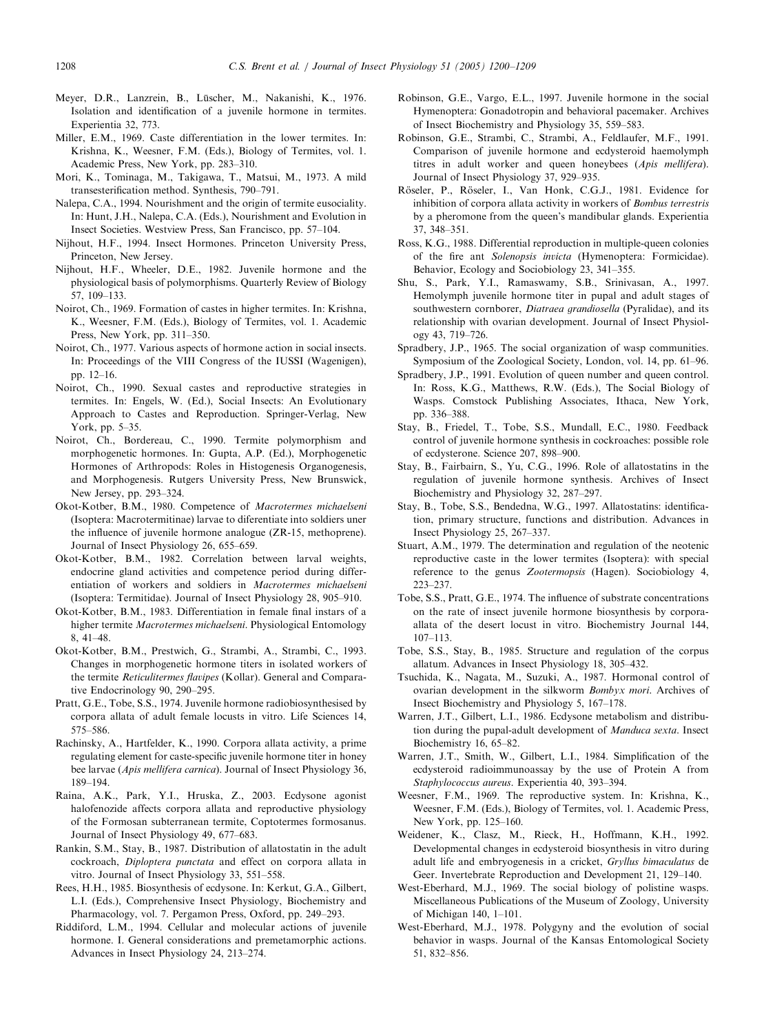Meyer, D.R., Lanzrein, B., Lüscher, M., Nakanishi, K., 1976. Isolation and identification of a juvenile hormone in termites. Experientia 32, 773.

Miller, E.M., 1969. Caste differentiation in the lower termites. In: Krishna, K., Weesner, F.M. (Eds.), Biology of Termites, vol. 1. Academic Press, New York, pp. 283–310.

Mori, K., Tominaga, M., Takigawa, T., Matsui, M., 1973. A mild transesterification method. Synthesis, 790–791.

Nalepa, C.A., 1994. Nourishment and the origin of termite eusociality. In: Hunt, J.H., Nalepa, C.A. (Eds.), Nourishment and Evolution in Insect Societies. Westview Press, San Francisco, pp. 57–104.

Nijhout, H.F., 1994. Insect Hormones. Princeton University Press, Princeton, New Jersey.

Nijhout, H.F., Wheeler, D.E., 1982. Juvenile hormone and the physiological basis of polymorphisms. Quarterly Review of Biology 57, 109–133.

Noirot, Ch., 1969. Formation of castes in higher termites. In: Krishna, K., Weesner, F.M. (Eds.), Biology of Termites, vol. 1. Academic Press, New York, pp. 311–350.

Noirot, Ch., 1977. Various aspects of hormone action in social insects. In: Proceedings of the VIII Congress of the IUSSI (Wagenigen), pp. 12–16.

Noirot, Ch., 1990. Sexual castes and reproductive strategies in termites. In: Engels, W. (Ed.), Social Insects: An Evolutionary Approach to Castes and Reproduction. Springer-Verlag, New York, pp. 5–35.

Noirot, Ch., Bordereau, C., 1990. Termite polymorphism and morphogenetic hormones. In: Gupta, A.P. (Ed.), Morphogenetic Hormones of Arthropods: Roles in Histogenesis Organogenesis, and Morphogenesis. Rutgers University Press, New Brunswick, New Jersey, pp. 293–324.

Okot-Kotber, B.M., 1980. Competence of *Macrotermes michaelseni* (Isoptera: Macrotermitinae) larvae to diferentiate into soldiers uner the influence of juvenile hormone analogue (ZR-15, methoprene). Journal of Insect Physiology 26, 655–659.

Okot-Kotber, B.M., 1982. Correlation between larval weights, endocrine gland activities and competence period during differentiation of workers and soldiers in *Macrotermes michaelseni* (Isoptera: Termitidae). Journal of Insect Physiology 28, 905–910.

Okot-Kotber, B.M., 1983. Differentiation in female final instars of a higher termite *Macrotermes michaelseni*. Physiological Entomology 8, 41–48.

Okot-Kotber, B.M., Prestwich, G., Strambi, A., Strambi, C., 1993. Changes in morphogenetic hormone titers in isolated workers of the termite *Reticulitermes flavipes* (Kollar). General and Comparative Endocrinology 90, 290–295.

Pratt, G.E., Tobe, S.S., 1974. Juvenile hormone radiobiosynthesised by corpora allata of adult female locusts in vitro. Life Sciences 14, 575–586.

Rachinsky, A., Hartfelder, K., 1990. Corpora allata activity, a prime regulating element for caste-specific juvenile hormone titer in honey bee larvae (*Apis mellifera carnica*). Journal of Insect Physiology 36, 189–194.

Raina, A.K., Park, Y.I., Hruska, Z., 2003. Ecdysone agonist halofenozide affects corpora allata and reproductive physiology of the Formosan subterranean termite, Coptotermes formosanus. Journal of Insect Physiology 49, 677–683.

Rankin, S.M., Stay, B., 1987. Distribution of allatostatin in the adult cockroach, *Diploptera punctata* and effect on corpora allata in vitro. Journal of Insect Physiology 33, 551–558.

Rees, H.H., 1985. Biosynthesis of ecdysone. In: Kerkut, G.A., Gilbert, L.I. (Eds.), Comprehensive Insect Physiology, Biochemistry and Pharmacology, vol. 7. Pergamon Press, Oxford, pp. 249–293.

Riddiford, L.M., 1994. Cellular and molecular actions of juvenile hormone. I. General considerations and premetamorphic actions. Advances in Insect Physiology 24, 213–274.

Robinson, G.E., Vargo, E.L., 1997. Juvenile hormone in the social Hymenoptera: Gonadotropin and behavioral pacemaker. Archives of Insect Biochemistry and Physiology 35, 559–583.

Robinson, G.E., Strambi, C., Strambi, A., Feldlaufer, M.F., 1991. Comparison of juvenile hormone and ecdysteroid haemolymph titres in adult worker and queen honeybees (*Apis mellifera*). Journal of Insect Physiology 37, 929–935.

Röseler, P., Röseler, I., Van Honk, C.G.J., 1981. Evidence for inhibition of corpora allata activity in workers of *Bombus terrestris* by a pheromone from the queen's mandibular glands. Experientia 37, 348–351.

Ross, K.G., 1988. Differential reproduction in multiple-queen colonies of the fire ant *Solenopsis invicta* (Hymenoptera: Formicidae). Behavior, Ecology and Sociobiology 23, 341–355.

Shu, S., Park, Y.I., Ramaswamy, S.B., Srinivasan, A., 1997. Hemolymph juvenile hormone titer in pupal and adult stages of southwestern cornborer, *Diatraea grandiosella* (Pyralidae), and its relationship with ovarian development. Journal of Insect Physiology 43, 719–726.

Spradbery, J.P., 1965. The social organization of wasp communities. Symposium of the Zoological Society, London, vol. 14, pp. 61–96.

Spradbery, J.P., 1991. Evolution of queen number and queen control. In: Ross, K.G., Matthews, R.W. (Eds.), The Social Biology of Wasps. Comstock Publishing Associates, Ithaca, New York, pp. 336–388.

Stay, B., Friedel, T., Tobe, S.S., Mundall, E.C., 1980. Feedback control of juvenile hormone synthesis in cockroaches: possible role of ecdysterone. Science 207, 898–900.

Stay, B., Fairbairn, S., Yu, C.G., 1996. Role of allatostatins in the regulation of juvenile hormone synthesis. Archives of Insect Biochemistry and Physiology 32, 287–297.

Stay, B., Tobe, S.S., Bendedna, W.G., 1997. Allatostatins: identification, primary structure, functions and distribution. Advances in Insect Physiology 25, 267–337.

Stuart, A.M., 1979. The determination and regulation of the neotenic reproductive caste in the lower termites (Isoptera): with special reference to the genus *Zootermopsis* (Hagen). Sociobiology 4, 223–237.

Tobe, S.S., Pratt, G.E., 1974. The influence of substrate concentrations on the rate of insect juvenile hormone biosynthesis by corpora-allata of the desert locust in vitro. Biochemistry Journal 144, 107–113.

Tobe, S.S., Stay, B., 1985. Structure and regulation of the corpus allatum. Advances in Insect Physiology 18, 305–432.

Tsuchida, K., Nagata, M., Suzuki, A., 1987. Hormonal control of ovarian development in the silkworm *Bombyx mori*. Archives of Insect Biochemistry and Physiology 5, 167–178.

Warren, J.T., Gilbert, L.I., 1986. Ecdysone metabolism and distribution during the pupal-adult development of *Manduca sexta*. Insect Biochemistry 16, 65–82.

Warren, J.T., Smith, W., Gilbert, L.I., 1984. Simplification of the ecdysteroid radioimmunoassay by the use of Protein A from *Staphylococcus aureus*. Experientia 40, 393–394.

Weesner, F.M., 1969. The reproductive system. In: Krishna, K., Weesner, F.M. (Eds.), Biology of Termites, vol. 1. Academic Press, New York, pp. 125–160.

Weidener, K., Clasz, M., Rieck, H., Hoffmann, K.H., 1992. Developmental changes in ecdysteroid biosynthesis in vitro during adult life and embryogenesis in a cricket, *Gryllus bimaculatus* de Geer. Invertebrate Reproduction and Development 21, 129–140.

West-Eberhard, M.J., 1969. The social biology of polistine wasps. Miscellaneous Publications of the Museum of Zoology, University of Michigan 140, 1–101.

West-Eberhard, M.J., 1978. Polygyny and the evolution of social behavior in wasps. Journal of the Kansas Entomological Society 51, 832–856.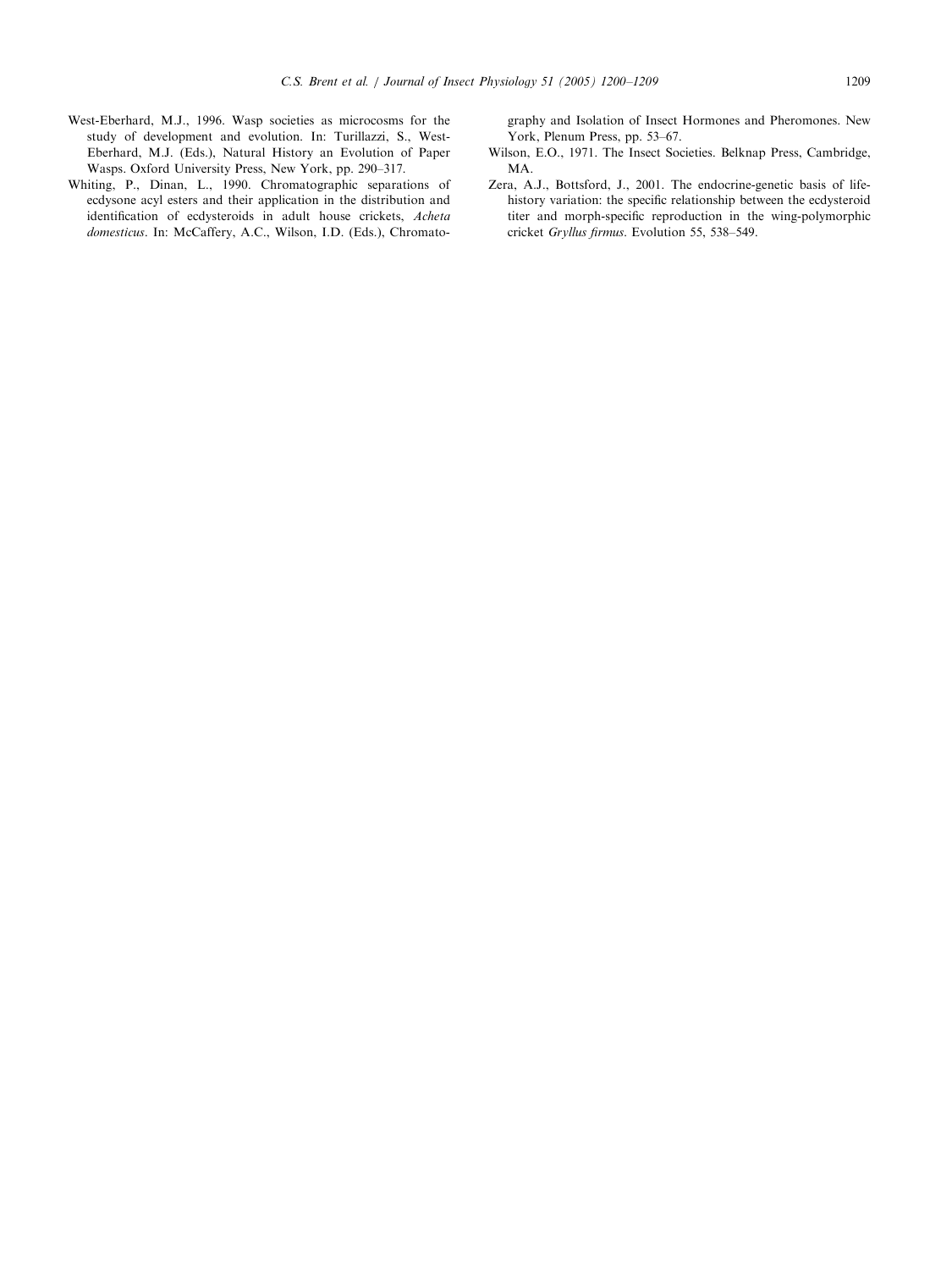West-Eberhard, M.J., 1996. Wasp societies as microcosms for the study of development and evolution. In: Turillazzi, S., West-Eberhard, M.J. (Eds.), Natural History an Evolution of Paper Wasps. Oxford University Press, New York, pp. 290–317.

Whiting, P., Dinan, L., 1990. Chromatographic separations of ecdysone acyl esters and their application in the distribution and identification of ecdysteroids in adult house crickets, *Acheta domesticus*. In: McCaffery, A.C., Wilson, I.D. (Eds.), Chromatography and Isolation of Insect Hormones and Pheromones. New York, Plenum Press, pp. 53–67.

Wilson, E.O., 1971. The Insect Societies. Belknap Press, Cambridge, MA.

Zera, A.J., Bottsford, J., 2001. The endocrine-genetic basis of life-history variation: the specific relationship between the ecdysteroid titer and morph-specific reproduction in the wing-polymorphic cricket *Gryllus firmus*. Evolution 55, 538–549.